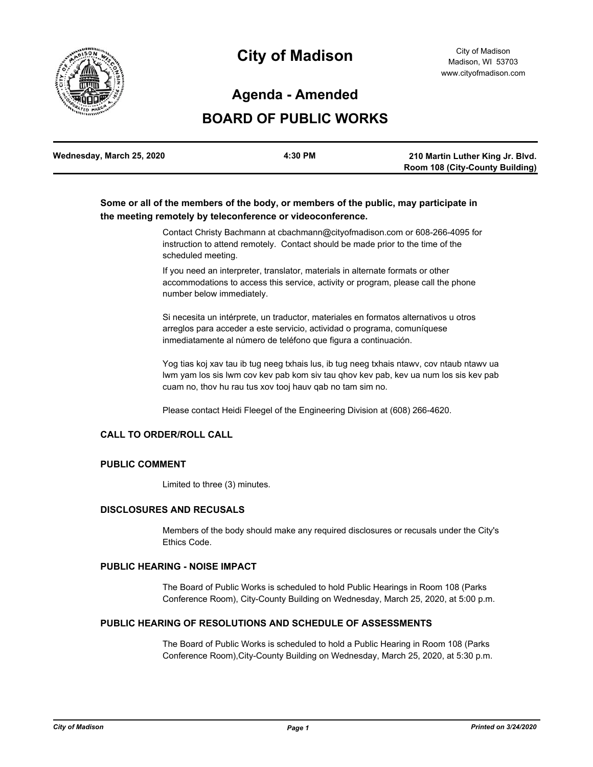# City of Madison

City of Madison
Madison, WI 53703
www.cityofmadison.com

## Agenda - Amended

## BOARD OF PUBLIC WORKS

| Wednesday, March 25, 2020 | 4:30 PM | 210 Martin Luther King Jr. Blvd. Room 108 (City-County Building) |
|---|---|---|

**Some or all of the members of the body, or members of the public, may participate in the meeting remotely by teleconference or videoconference.**

Contact Christy Bachmann at cbachmann@cityofmadison.com or 608-266-4095 for instruction to attend remotely. Contact should be made prior to the time of the scheduled meeting.

If you need an interpreter, translator, materials in alternate formats or other accommodations to access this service, activity or program, please call the phone number below immediately.

Si necesita un intérprete, un traductor, materiales en formatos alternativos u otros arreglos para acceder a este servicio, actividad o programa, comuníquese inmediatamente al número de teléfono que figura a continuación.

Yog tias koj xav tau ib tug neeg txhais lus, ib tug neeg txhais ntawv, cov ntaub ntawv ua lwm yam los sis lwm cov kev pab kom siv tau qhov kev pab, kev ua num los sis kev pab cuam no, thov hu rau tus xov tooj hauv qab no tam sim no.

Please contact Heidi Fleegel of the Engineering Division at (608) 266-4620.

### CALL TO ORDER/ROLL CALL

### PUBLIC COMMENT

Limited to three (3) minutes.

### DISCLOSURES AND RECUSALS

Members of the body should make any required disclosures or recusals under the City's Ethics Code.

### PUBLIC HEARING - NOISE IMPACT

The Board of Public Works is scheduled to hold Public Hearings in Room 108 (Parks Conference Room), City-County Building on Wednesday, March 25, 2020, at 5:00 p.m.

### PUBLIC HEARING OF RESOLUTIONS AND SCHEDULE OF ASSESSMENTS

The Board of Public Works is scheduled to hold a Public Hearing in Room 108 (Parks Conference Room),City-County Building on Wednesday, March 25, 2020, at 5:30 p.m.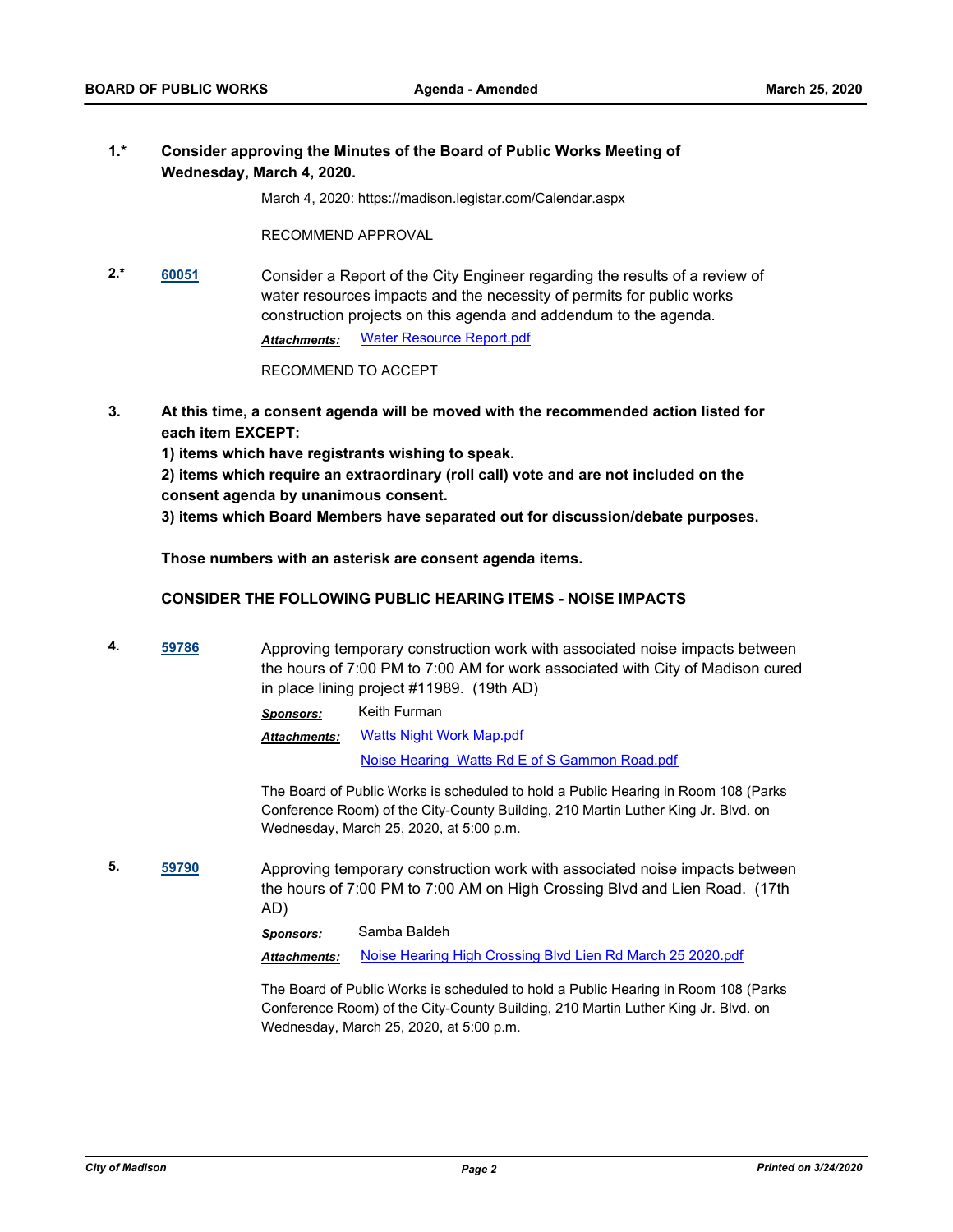**1.\*** **Consider approving the Minutes of the Board of Public Works Meeting of Wednesday, March 4, 2020.**

March 4, 2020: https://madison.legistar.com/Calendar.aspx

RECOMMEND APPROVAL

**2.\*** **60051** Consider a Report of the City Engineer regarding the results of a review of water resources impacts and the necessity of permits for public works construction projects on this agenda and addendum to the agenda.

***Attachments:*** Water Resource Report.pdf

RECOMMEND TO ACCEPT

**3.** **At this time, a consent agenda will be moved with the recommended action listed for each item EXCEPT:**

**1) items which have registrants wishing to speak.**

**2) items which require an extraordinary (roll call) vote and are not included on the consent agenda by unanimous consent.**

**3) items which Board Members have separated out for discussion/debate purposes.**

**Those numbers with an asterisk are consent agenda items.**

**CONSIDER THE FOLLOWING PUBLIC HEARING ITEMS - NOISE IMPACTS**

**4.** **59786** Approving temporary construction work with associated noise impacts between the hours of 7:00 PM to 7:00 AM for work associated with City of Madison cured in place lining project #11989. (19th AD)

***Sponsors:*** Keith Furman

***Attachments:*** Watts Night Work Map.pdf
Noise Hearing Watts Rd E of S Gammon Road.pdf

The Board of Public Works is scheduled to hold a Public Hearing in Room 108 (Parks Conference Room) of the City-County Building, 210 Martin Luther King Jr. Blvd. on Wednesday, March 25, 2020, at 5:00 p.m.

**5.** **59790** Approving temporary construction work with associated noise impacts between the hours of 7:00 PM to 7:00 AM on High Crossing Blvd and Lien Road. (17th AD)

***Sponsors:*** Samba Baldeh

***Attachments:*** Noise Hearing High Crossing Blvd Lien Rd March 25 2020.pdf

The Board of Public Works is scheduled to hold a Public Hearing in Room 108 (Parks Conference Room) of the City-County Building, 210 Martin Luther King Jr. Blvd. on Wednesday, March 25, 2020, at 5:00 p.m.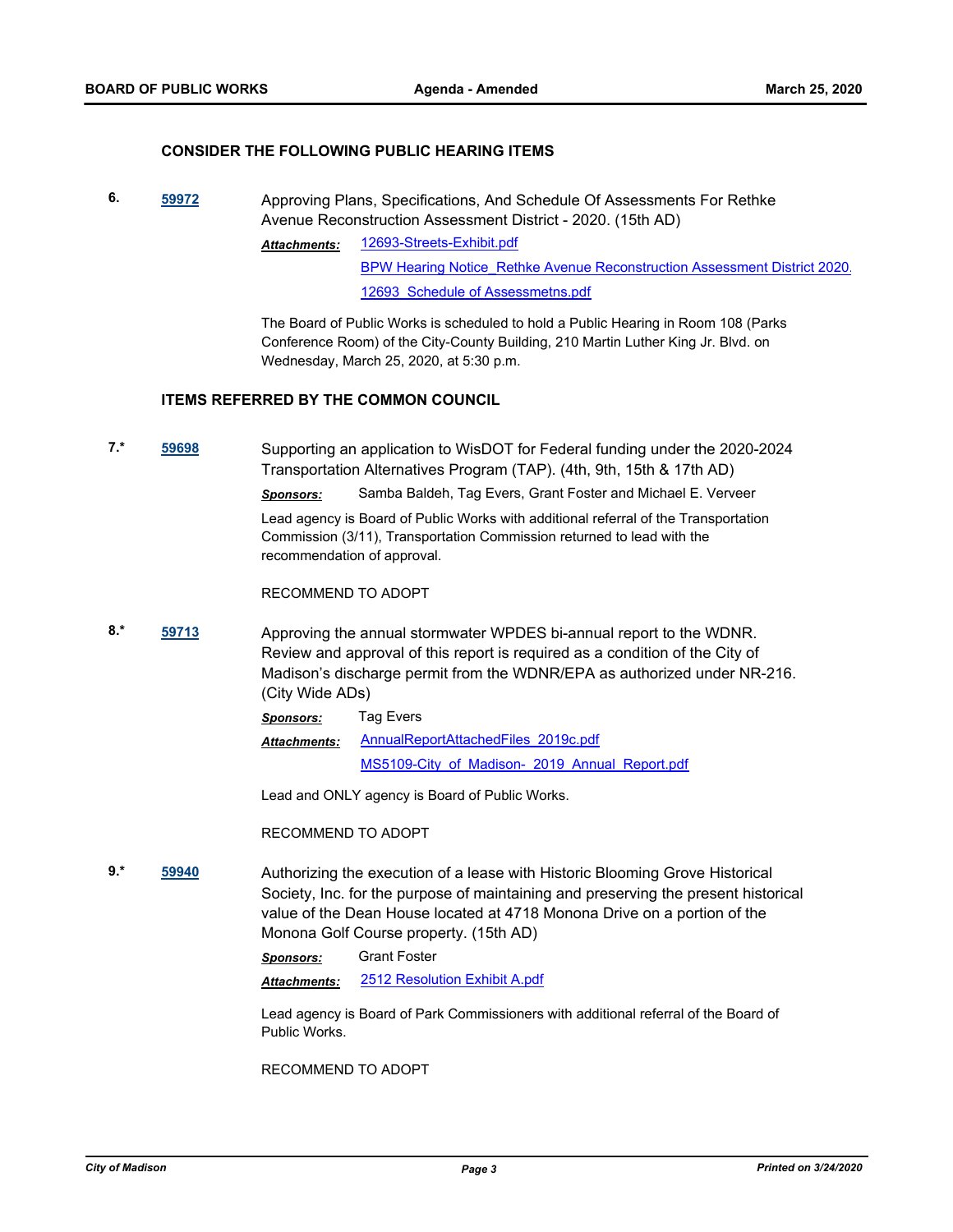### CONSIDER THE FOLLOWING PUBLIC HEARING ITEMS

**6.** **59972** Approving Plans, Specifications, And Schedule Of Assessments For Rethke Avenue Reconstruction Assessment District - 2020. (15th AD)

***Attachments:*** 12693-Streets-Exhibit.pdf
BPW Hearing Notice_Rethke Avenue Reconstruction Assessment District 2020.
12693_Schedule of Assessmetns.pdf

The Board of Public Works is scheduled to hold a Public Hearing in Room 108 (Parks Conference Room) of the City-County Building, 210 Martin Luther King Jr. Blvd. on Wednesday, March 25, 2020, at 5:30 p.m.

### ITEMS REFERRED BY THE COMMON COUNCIL

**7.*** **59698** Supporting an application to WisDOT for Federal funding under the 2020-2024 Transportation Alternatives Program (TAP). (4th, 9th, 15th & 17th AD)

***Sponsors:*** Samba Baldeh, Tag Evers, Grant Foster and Michael E. Verveer

Lead agency is Board of Public Works with additional referral of the Transportation Commission (3/11), Transportation Commission returned to lead with the recommendation of approval.

RECOMMEND TO ADOPT

**8.*** **59713** Approving the annual stormwater WPDES bi-annual report to the WDNR. Review and approval of this report is required as a condition of the City of Madison's discharge permit from the WDNR/EPA as authorized under NR-216. (City Wide ADs)

***Sponsors:*** Tag Evers

***Attachments:*** AnnualReportAttachedFiles_2019c.pdf
MS5109-City_of_Madison-_2019_Annual_Report.pdf

Lead and ONLY agency is Board of Public Works.

RECOMMEND TO ADOPT

**9.*** **59940** Authorizing the execution of a lease with Historic Blooming Grove Historical Society, Inc. for the purpose of maintaining and preserving the present historical value of the Dean House located at 4718 Monona Drive on a portion of the Monona Golf Course property. (15th AD)

***Sponsors:*** Grant Foster

***Attachments:*** 2512 Resolution Exhibit A.pdf

Lead agency is Board of Park Commissioners with additional referral of the Board of Public Works.

RECOMMEND TO ADOPT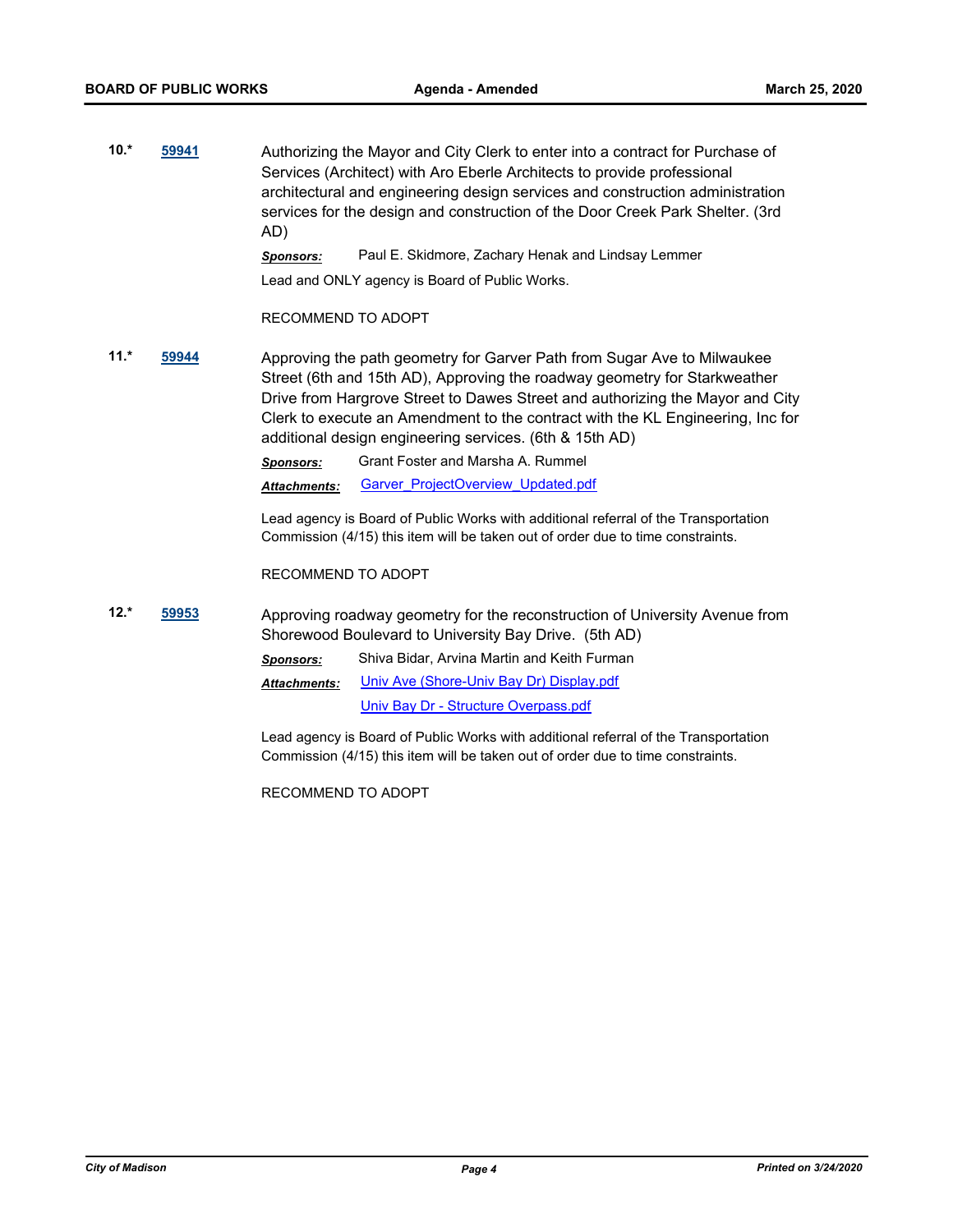**10.\*** **59941**

Authorizing the Mayor and City Clerk to enter into a contract for Purchase of Services (Architect) with Aro Eberle Architects to provide professional architectural and engineering design services and construction administration services for the design and construction of the Door Creek Park Shelter. (3rd AD)

***Sponsors:*** Paul E. Skidmore, Zachary Henak and Lindsay Lemmer

Lead and ONLY agency is Board of Public Works.

RECOMMEND TO ADOPT

**11.\*** **59944**

Approving the path geometry for Garver Path from Sugar Ave to Milwaukee Street (6th and 15th AD), Approving the roadway geometry for Starkweather Drive from Hargrove Street to Dawes Street and authorizing the Mayor and City Clerk to execute an Amendment to the contract with the KL Engineering, Inc for additional design engineering services. (6th & 15th AD)

***Sponsors:*** Grant Foster and Marsha A. Rummel

***Attachments:*** Garver_ProjectOverview_Updated.pdf

Lead agency is Board of Public Works with additional referral of the Transportation Commission (4/15) this item will be taken out of order due to time constraints.

RECOMMEND TO ADOPT

**12.\*** **59953**

Approving roadway geometry for the reconstruction of University Avenue from Shorewood Boulevard to University Bay Drive. (5th AD)

***Sponsors:*** Shiva Bidar, Arvina Martin and Keith Furman

***Attachments:*** Univ Ave (Shore-Univ Bay Dr) Display.pdf
Univ Bay Dr - Structure Overpass.pdf

Lead agency is Board of Public Works with additional referral of the Transportation Commission (4/15) this item will be taken out of order due to time constraints.

RECOMMEND TO ADOPT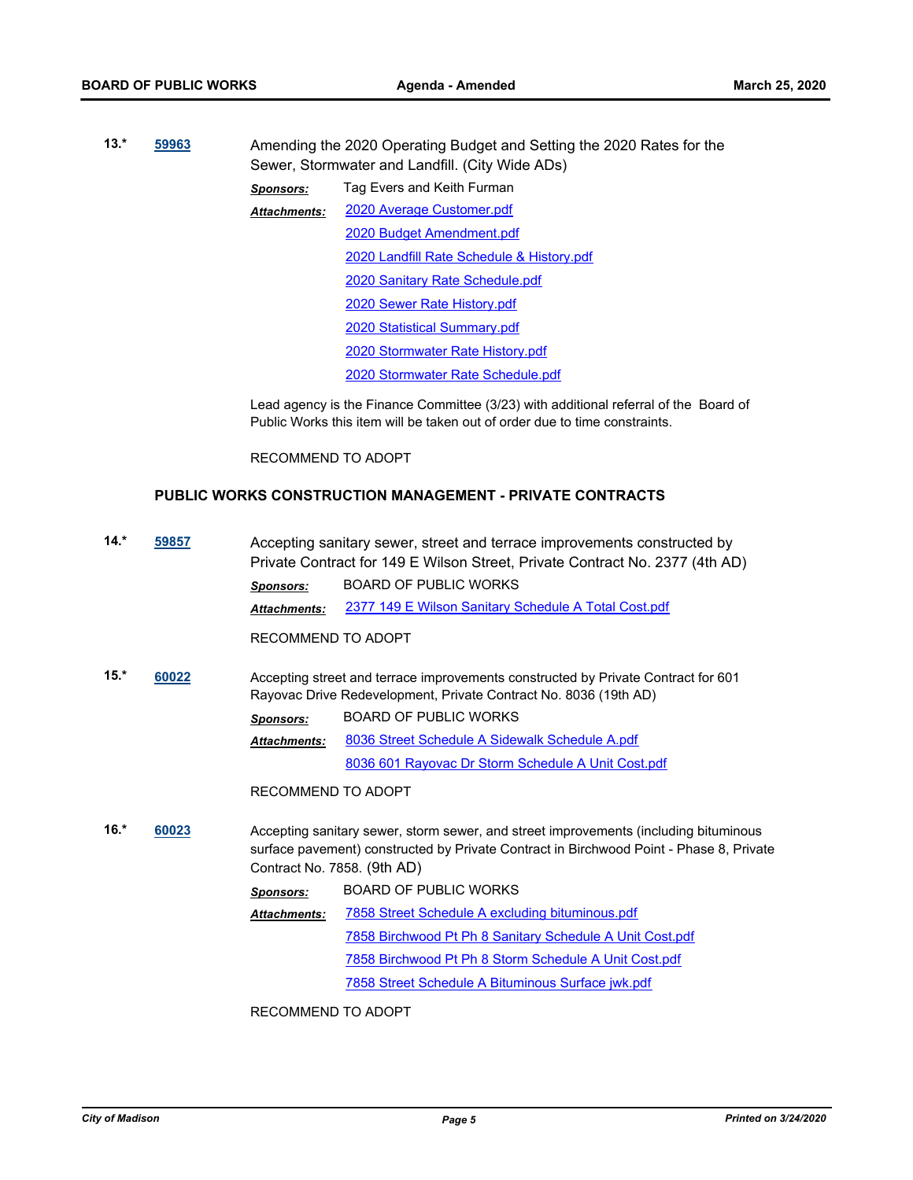**13.\*** **59963** Amending the 2020 Operating Budget and Setting the 2020 Rates for the Sewer, Stormwater and Landfill. (City Wide ADs)

***Sponsors:*** Tag Evers and Keith Furman

***Attachments:*** 2020 Average Customer.pdf
2020 Budget Amendment.pdf
2020 Landfill Rate Schedule & History.pdf
2020 Sanitary Rate Schedule.pdf
2020 Sewer Rate History.pdf
2020 Statistical Summary.pdf
2020 Stormwater Rate History.pdf
2020 Stormwater Rate Schedule.pdf

Lead agency is the Finance Committee (3/23) with additional referral of the Board of Public Works this item will be taken out of order due to time constraints.

RECOMMEND TO ADOPT

### PUBLIC WORKS CONSTRUCTION MANAGEMENT - PRIVATE CONTRACTS

**14.\*** **59857** Accepting sanitary sewer, street and terrace improvements constructed by Private Contract for 149 E Wilson Street, Private Contract No. 2377 (4th AD)

***Sponsors:*** BOARD OF PUBLIC WORKS

***Attachments:*** 2377 149 E Wilson Sanitary Schedule A Total Cost.pdf

RECOMMEND TO ADOPT

**15.\*** **60022** Accepting street and terrace improvements constructed by Private Contract for 601 Rayovac Drive Redevelopment, Private Contract No. 8036 (19th AD)

***Sponsors:*** BOARD OF PUBLIC WORKS

***Attachments:*** 8036 Street Schedule A Sidewalk Schedule A.pdf
8036 601 Rayovac Dr Storm Schedule A Unit Cost.pdf

RECOMMEND TO ADOPT

**16.\*** **60023** Accepting sanitary sewer, storm sewer, and street improvements (including bituminous surface pavement) constructed by Private Contract in Birchwood Point - Phase 8, Private Contract No. 7858. (9th AD)

***Sponsors:*** BOARD OF PUBLIC WORKS

***Attachments:*** 7858 Street Schedule A excluding bituminous.pdf
7858 Birchwood Pt Ph 8 Sanitary Schedule A Unit Cost.pdf
7858 Birchwood Pt Ph 8 Storm Schedule A Unit Cost.pdf
7858 Street Schedule A Bituminous Surface jwk.pdf

RECOMMEND TO ADOPT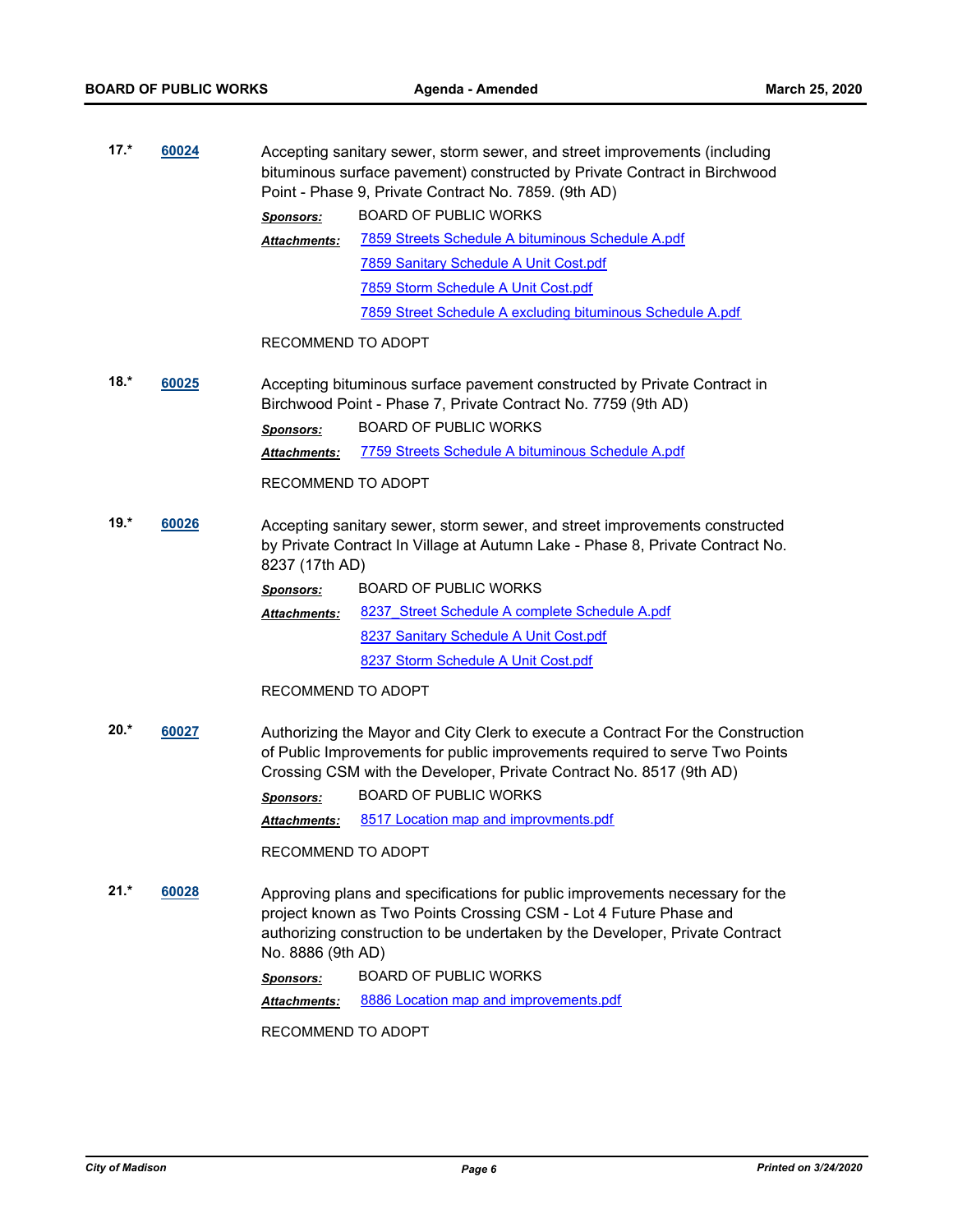**17.\*** **60024** Accepting sanitary sewer, storm sewer, and street improvements (including bituminous surface pavement) constructed by Private Contract in Birchwood Point - Phase 9, Private Contract No. 7859. (9th AD)

***Sponsors:*** BOARD OF PUBLIC WORKS

***Attachments:*** 7859 Streets Schedule A bituminous Schedule A.pdf
7859 Sanitary Schedule A Unit Cost.pdf
7859 Storm Schedule A Unit Cost.pdf
7859 Street Schedule A excluding bituminous Schedule A.pdf

RECOMMEND TO ADOPT

**18.\*** **60025** Accepting bituminous surface pavement constructed by Private Contract in Birchwood Point - Phase 7, Private Contract No. 7759 (9th AD)

***Sponsors:*** BOARD OF PUBLIC WORKS

***Attachments:*** 7759 Streets Schedule A bituminous Schedule A.pdf

RECOMMEND TO ADOPT

**19.\*** **60026** Accepting sanitary sewer, storm sewer, and street improvements constructed by Private Contract In Village at Autumn Lake - Phase 8, Private Contract No. 8237 (17th AD)

***Sponsors:*** BOARD OF PUBLIC WORKS

***Attachments:*** 8237_Street Schedule A complete Schedule A.pdf
8237 Sanitary Schedule A Unit Cost.pdf
8237 Storm Schedule A Unit Cost.pdf

RECOMMEND TO ADOPT

**20.\*** **60027** Authorizing the Mayor and City Clerk to execute a Contract For the Construction of Public Improvements for public improvements required to serve Two Points Crossing CSM with the Developer, Private Contract No. 8517 (9th AD)

***Sponsors:*** BOARD OF PUBLIC WORKS

***Attachments:*** 8517 Location map and improvments.pdf

RECOMMEND TO ADOPT

**21.\*** **60028** Approving plans and specifications for public improvements necessary for the project known as Two Points Crossing CSM - Lot 4 Future Phase and authorizing construction to be undertaken by the Developer, Private Contract No. 8886 (9th AD)

***Sponsors:*** BOARD OF PUBLIC WORKS

***Attachments:*** 8886 Location map and improvements.pdf

RECOMMEND TO ADOPT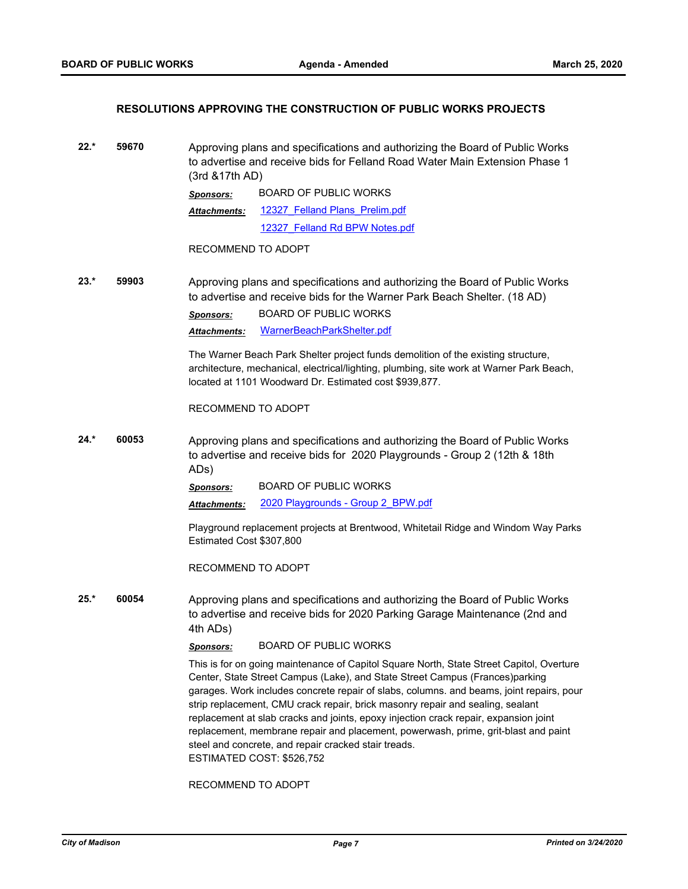### RESOLUTIONS APPROVING THE CONSTRUCTION OF PUBLIC WORKS PROJECTS

**22.\*** **59670**

Approving plans and specifications and authorizing the Board of Public Works to advertise and receive bids for Felland Road Water Main Extension Phase 1 (3rd &17th AD)

***Sponsors:*** BOARD OF PUBLIC WORKS

***Attachments:*** 12327_Felland Plans_Prelim.pdf
12327_Felland Rd BPW Notes.pdf

RECOMMEND TO ADOPT

**23.\*** **59903**

Approving plans and specifications and authorizing the Board of Public Works to advertise and receive bids for the Warner Park Beach Shelter. (18 AD)

***Sponsors:*** BOARD OF PUBLIC WORKS

***Attachments:*** WarnerBeachParkShelter.pdf

The Warner Beach Park Shelter project funds demolition of the existing structure, architecture, mechanical, electrical/lighting, plumbing, site work at Warner Park Beach, located at 1101 Woodward Dr. Estimated cost $939,877.

RECOMMEND TO ADOPT

**24.\*** **60053**

Approving plans and specifications and authorizing the Board of Public Works to advertise and receive bids for  2020 Playgrounds - Group 2 (12th & 18th ADs)

***Sponsors:*** BOARD OF PUBLIC WORKS

***Attachments:*** 2020 Playgrounds - Group 2_BPW.pdf

Playground replacement projects at Brentwood, Whitetail Ridge and Windom Way Parks
Estimated Cost $307,800

RECOMMEND TO ADOPT

**25.\*** **60054**

Approving plans and specifications and authorizing the Board of Public Works to advertise and receive bids for 2020 Parking Garage Maintenance (2nd and 4th ADs)

***Sponsors:*** BOARD OF PUBLIC WORKS

This is for on going maintenance of Capitol Square North, State Street Capitol, Overture Center, State Street Campus (Lake), and State Street Campus (Frances)parking garages. Work includes concrete repair of slabs, columns. and beams, joint repairs, pour strip replacement, CMU crack repair, brick masonry repair and sealing, sealant replacement at slab cracks and joints, epoxy injection crack repair, expansion joint replacement, membrane repair and placement, powerwash, prime, grit-blast and paint steel and concrete, and repair cracked stair treads.
ESTIMATED COST: $526,752

RECOMMEND TO ADOPT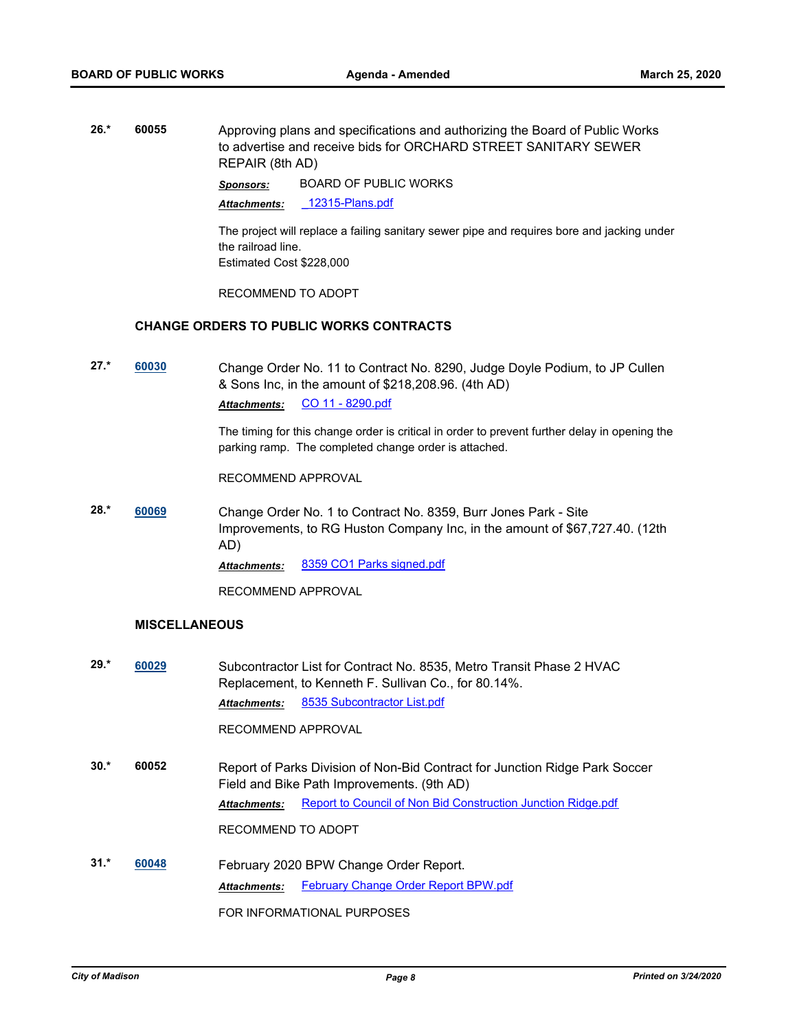**26.*** **60055** Approving plans and specifications and authorizing the Board of Public Works to advertise and receive bids for ORCHARD STREET SANITARY SEWER REPAIR (8th AD)

***Sponsors:*** BOARD OF PUBLIC WORKS

***Attachments:*** _12315-Plans.pdf

The project will replace a failing sanitary sewer pipe and requires bore and jacking under the railroad line.
Estimated Cost $228,000

RECOMMEND TO ADOPT

### CHANGE ORDERS TO PUBLIC WORKS CONTRACTS

**27.*** **60030** Change Order No. 11 to Contract No. 8290, Judge Doyle Podium, to JP Cullen & Sons Inc, in the amount of $218,208.96. (4th AD)

***Attachments:*** CO 11 - 8290.pdf

The timing for this change order is critical in order to prevent further delay in opening the parking ramp. The completed change order is attached.

RECOMMEND APPROVAL

**28.*** **60069** Change Order No. 1 to Contract No. 8359, Burr Jones Park - Site Improvements, to RG Huston Company Inc, in the amount of $67,727.40. (12th AD)

***Attachments:*** 8359 CO1 Parks signed.pdf

RECOMMEND APPROVAL

### MISCELLANEOUS

**29.*** **60029** Subcontractor List for Contract No. 8535, Metro Transit Phase 2 HVAC Replacement, to Kenneth F. Sullivan Co., for 80.14%.

***Attachments:*** 8535 Subcontractor List.pdf

RECOMMEND APPROVAL

**30.*** **60052** Report of Parks Division of Non-Bid Contract for Junction Ridge Park Soccer Field and Bike Path Improvements. (9th AD)

***Attachments:*** Report to Council of Non Bid Construction Junction Ridge.pdf

RECOMMEND TO ADOPT

**31.*** **60048** February 2020 BPW Change Order Report.

***Attachments:*** February Change Order Report BPW.pdf

FOR INFORMATIONAL PURPOSES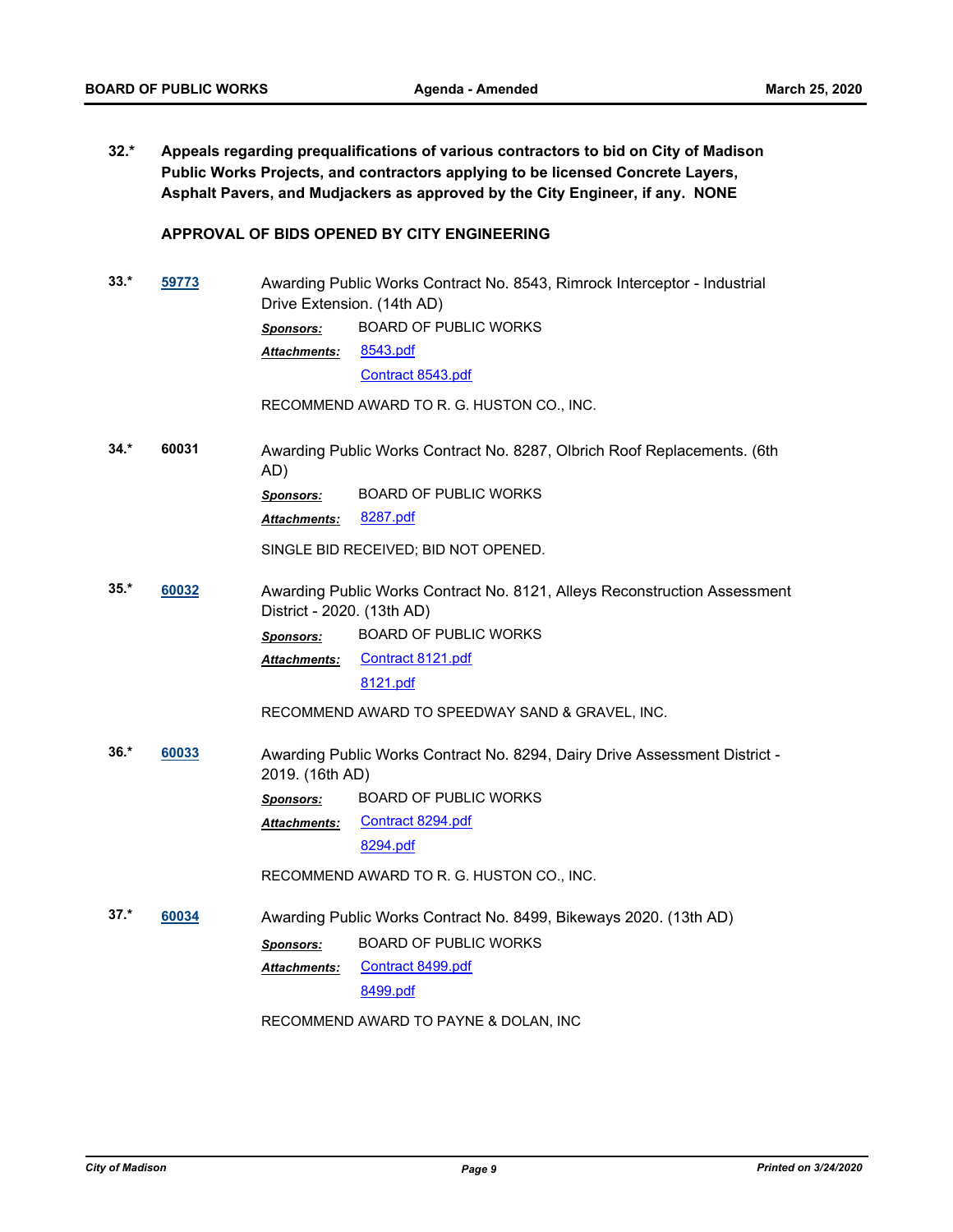**32.\*** **Appeals regarding prequalifications of various contractors to bid on City of Madison Public Works Projects, and contractors applying to be licensed Concrete Layers, Asphalt Pavers, and Mudjackers as approved by the City Engineer, if any. NONE**

**APPROVAL OF BIDS OPENED BY CITY ENGINEERING**

**33.\*** **59773** Awarding Public Works Contract No. 8543, Rimrock Interceptor - Industrial Drive Extension. (14th AD)

***Sponsors:*** BOARD OF PUBLIC WORKS

***Attachments:*** 8543.pdf
Contract 8543.pdf

RECOMMEND AWARD TO R. G. HUSTON CO., INC.

**34.\*** **60031** Awarding Public Works Contract No. 8287, Olbrich Roof Replacements. (6th AD)

***Sponsors:*** BOARD OF PUBLIC WORKS

***Attachments:*** 8287.pdf

SINGLE BID RECEIVED; BID NOT OPENED.

**35.\*** **60032** Awarding Public Works Contract No. 8121, Alleys Reconstruction Assessment District - 2020. (13th AD)

***Sponsors:*** BOARD OF PUBLIC WORKS

***Attachments:*** Contract 8121.pdf
8121.pdf

RECOMMEND AWARD TO SPEEDWAY SAND & GRAVEL, INC.

**36.\*** **60033** Awarding Public Works Contract No. 8294, Dairy Drive Assessment District - 2019. (16th AD)

***Sponsors:*** BOARD OF PUBLIC WORKS

***Attachments:*** Contract 8294.pdf
8294.pdf

RECOMMEND AWARD TO R. G. HUSTON CO., INC.

**37.\*** **60034** Awarding Public Works Contract No. 8499, Bikeways 2020. (13th AD)

***Sponsors:*** BOARD OF PUBLIC WORKS

***Attachments:*** Contract 8499.pdf
8499.pdf

RECOMMEND AWARD TO PAYNE & DOLAN, INC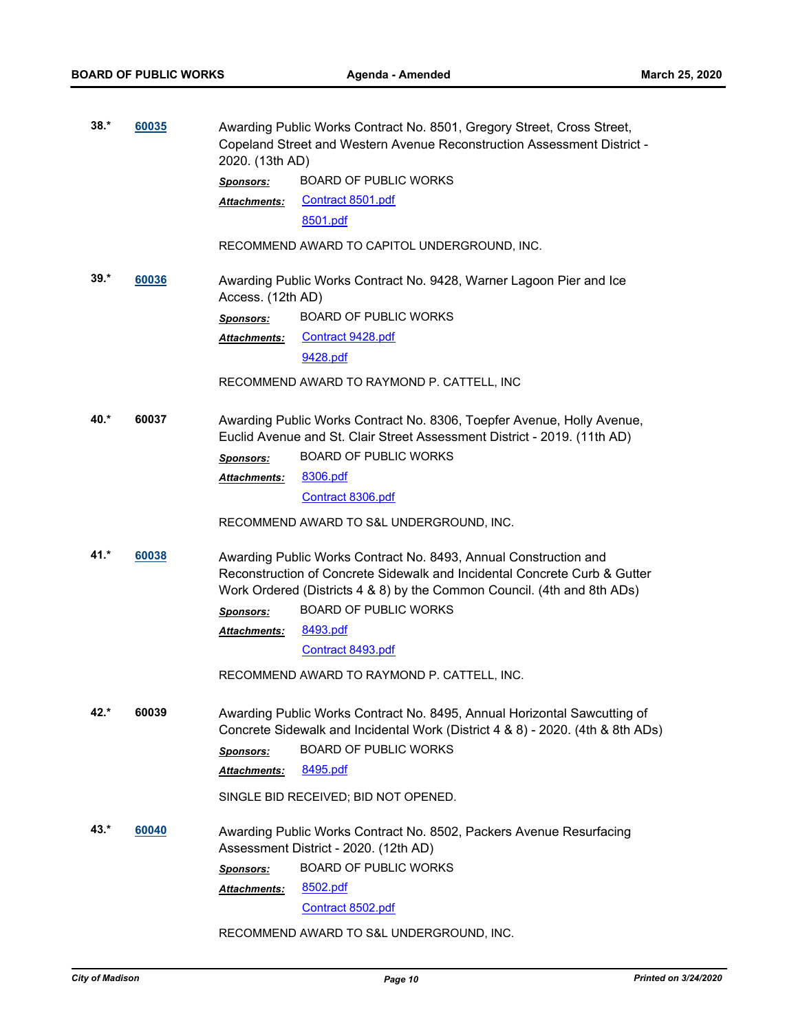**38.*** **[60035]**

Awarding Public Works Contract No. 8501, Gregory Street, Cross Street, Copeland Street and Western Avenue Reconstruction Assessment District - 2020. (13th AD)

***Sponsors:*** BOARD OF PUBLIC WORKS

***Attachments:*** Contract 8501.pdf
8501.pdf

RECOMMEND AWARD TO CAPITOL UNDERGROUND, INC.

**39.*** **[60036]**

Awarding Public Works Contract No. 9428, Warner Lagoon Pier and Ice Access. (12th AD)

***Sponsors:*** BOARD OF PUBLIC WORKS

***Attachments:*** Contract 9428.pdf
9428.pdf

RECOMMEND AWARD TO RAYMOND P. CATTELL, INC

**40.*** **60037**

Awarding Public Works Contract No. 8306, Toepfer Avenue, Holly Avenue, Euclid Avenue and St. Clair Street Assessment District - 2019. (11th AD)

***Sponsors:*** BOARD OF PUBLIC WORKS

***Attachments:*** 8306.pdf
Contract 8306.pdf

RECOMMEND AWARD TO S&L UNDERGROUND, INC.

**41.*** **[60038]**

Awarding Public Works Contract No. 8493, Annual Construction and Reconstruction of Concrete Sidewalk and Incidental Concrete Curb & Gutter Work Ordered (Districts 4 & 8) by the Common Council. (4th and 8th ADs)

***Sponsors:*** BOARD OF PUBLIC WORKS

***Attachments:*** 8493.pdf
Contract 8493.pdf

RECOMMEND AWARD TO RAYMOND P. CATTELL, INC.

**42.*** **60039**

Awarding Public Works Contract No. 8495, Annual Horizontal Sawcutting of Concrete Sidewalk and Incidental Work (District 4 & 8) - 2020. (4th & 8th ADs)

***Sponsors:*** BOARD OF PUBLIC WORKS

***Attachments:*** 8495.pdf

SINGLE BID RECEIVED; BID NOT OPENED.

**43.*** **[60040]**

Awarding Public Works Contract No. 8502, Packers Avenue Resurfacing Assessment District - 2020. (12th AD)

***Sponsors:*** BOARD OF PUBLIC WORKS

***Attachments:*** 8502.pdf
Contract 8502.pdf

RECOMMEND AWARD TO S&L UNDERGROUND, INC.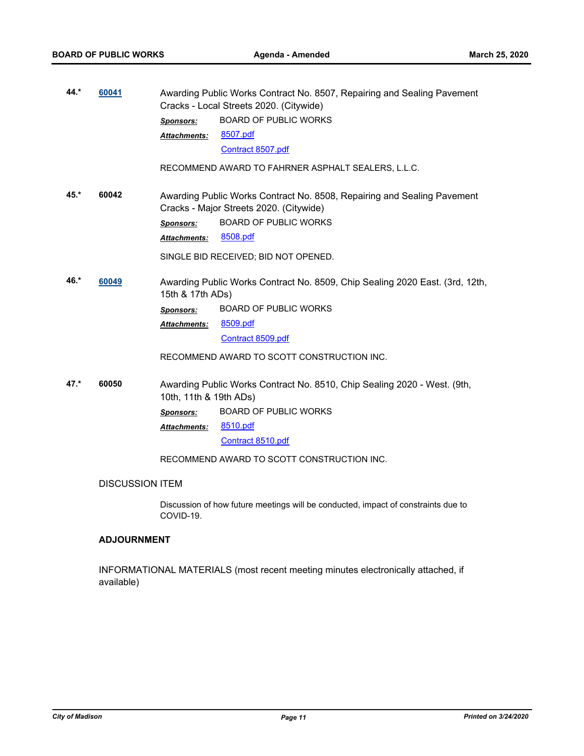**44.*** [60041](60041)

Awarding Public Works Contract No. 8507, Repairing and Sealing Pavement Cracks - Local Streets 2020. (Citywide)

***Sponsors:*** BOARD OF PUBLIC WORKS

***Attachments:*** 8507.pdf
Contract 8507.pdf

RECOMMEND AWARD TO FAHRNER ASPHALT SEALERS, L.L.C.

**45.*** **60042**

Awarding Public Works Contract No. 8508, Repairing and Sealing Pavement Cracks - Major Streets 2020. (Citywide)

***Sponsors:*** BOARD OF PUBLIC WORKS

***Attachments:*** 8508.pdf

SINGLE BID RECEIVED; BID NOT OPENED.

**46.*** [60049](60049)

Awarding Public Works Contract No. 8509, Chip Sealing 2020 East. (3rd, 12th, 15th & 17th ADs)

***Sponsors:*** BOARD OF PUBLIC WORKS

***Attachments:*** 8509.pdf
Contract 8509.pdf

RECOMMEND AWARD TO SCOTT CONSTRUCTION INC.

**47.*** **60050**

Awarding Public Works Contract No. 8510, Chip Sealing 2020 - West. (9th, 10th, 11th & 19th ADs)

***Sponsors:*** BOARD OF PUBLIC WORKS

***Attachments:*** 8510.pdf
Contract 8510.pdf

RECOMMEND AWARD TO SCOTT CONSTRUCTION INC.

DISCUSSION ITEM

Discussion of how future meetings will be conducted, impact of constraints due to COVID-19.

**ADJOURNMENT**

INFORMATIONAL MATERIALS (most recent meeting minutes electronically attached, if available)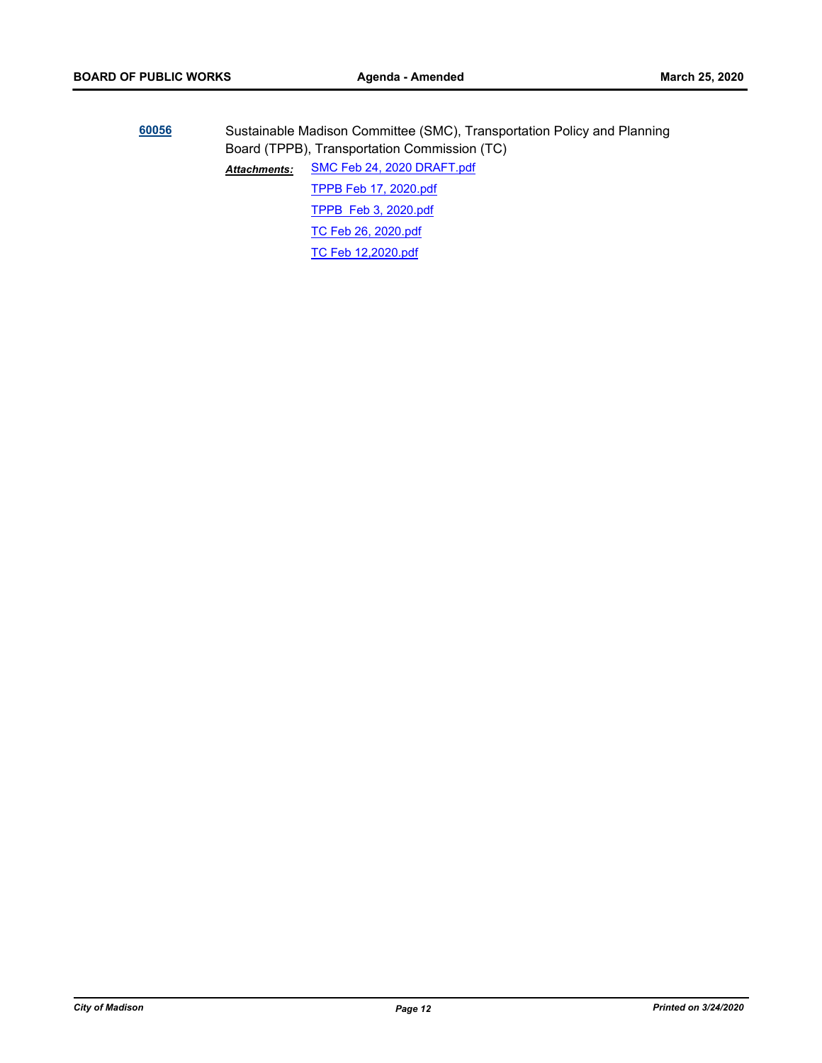**60056** Sustainable Madison Committee (SMC), Transportation Policy and Planning Board (TPPB), Transportation Commission (TC)

***Attachments:*** SMC Feb 24, 2020 DRAFT.pdf

TPPB Feb 17, 2020.pdf

TPPB  Feb 3, 2020.pdf

TC Feb 26, 2020.pdf

TC Feb 12,2020.pdf